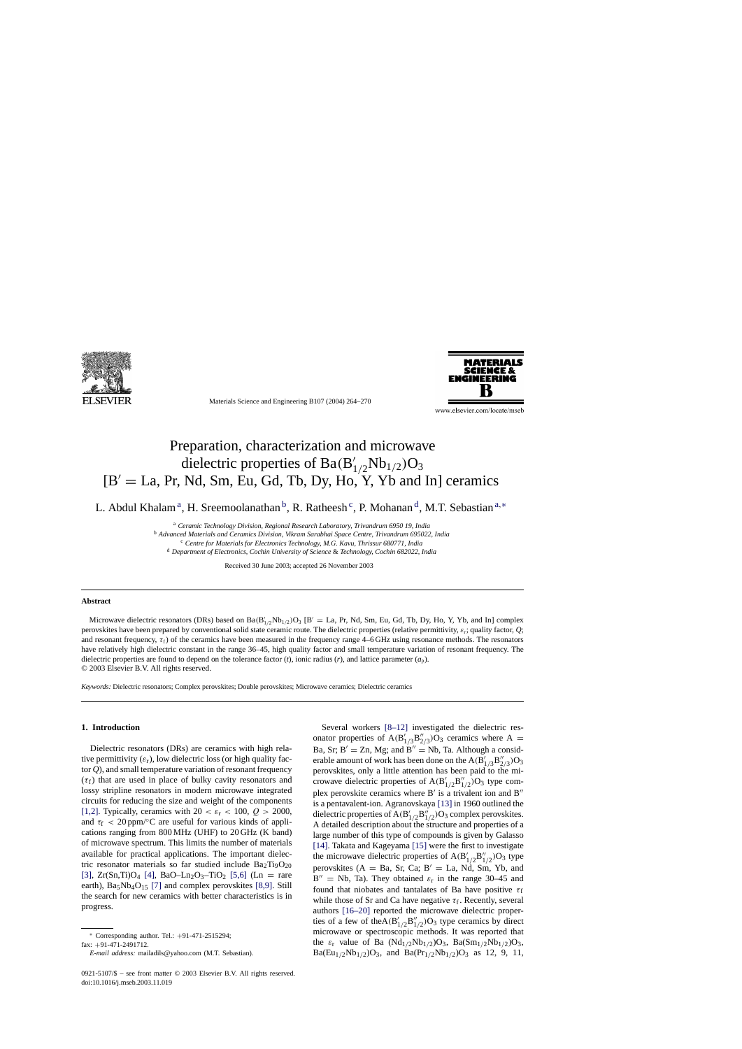# Preparation, characterization and microwave dielectric properties of $Ba(B'_{1/2}Nb_{1/2})O_3$ [B′ = La, Pr, Nd, Sm, Eu, Gd, Tb, Dy, Ho, Y, Yb and In] ceramics

L. Abdul Khalam [a], H. Sreemoolanathan [b], R. Ratheesh [c], P. Mohanan [d], M.T. Sebastian [a,*]

[a] *Ceramic Technology Division, Regional Research Laboratory, Trivandrum 6950 19, India*
[b] *Advanced Materials and Ceramics Division, Vikram Sarabhai Space Centre, Trivandrum 695022, India*
[c] *Centre for Materials for Electronics Technology, M.G. Kavu, Thrissur 680771, India*
[d] *Department of Electronics, Cochin University of Science & Technology, Cochin 682022, India*

Received 30 June 2003; accepted 26 November 2003

## Abstract

Microwave dielectric resonators (DRs) based on $Ba(B'_{1/2}Nb_{1/2})O_3$ [B′ = La, Pr, Nd, Sm, Eu, Gd, Tb, Dy, Ho, Y, Yb, and In] complex perovskites have been prepared by conventional solid state ceramic route. The dielectric properties (relative permittivity, $\varepsilon_r$; quality factor, $Q$; and resonant frequency, $\tau_f$) of the ceramics have been measured in the frequency range 4–6 GHz using resonance methods. The resonators have relatively high dielectric constant in the range 36–45, high quality factor and small temperature variation of resonant frequency. The dielectric properties are found to depend on the tolerance factor ($t$), ionic radius ($r$), and lattice parameter ($a_p$).

© 2003 Elsevier B.V. All rights reserved.

*Keywords:* Dielectric resonators; Complex perovskites; Double perovskites; Microwave ceramics; Dielectric ceramics

## 1. Introduction

Dielectric resonators (DRs) are ceramics with high relative permittivity ($\varepsilon_r$), low dielectric loss (or high quality factor $Q$), and small temperature variation of resonant frequency ($\tau_f$) that are used in place of bulky cavity resonators and lossy stripline resonators in modern microwave integrated circuits for reducing the size and weight of the components [1,2]. Typically, ceramics with $20 < \varepsilon_r < 100$, $Q > 2000$, and $\tau_f < 20$ ppm/°C are useful for various kinds of applications ranging from 800 MHz (UHF) to 20 GHz (K band) of microwave spectrum. This limits the number of materials available for practical applications. The important dielectric resonator materials so far studied include $Ba_2Ti_9O_{20}$ [3], $Zr(Sn,Ti)O_4$ [4], $BaO–Ln_2O_3–TiO_2$ [5,6] (Ln = rare earth), $Ba_5Nb_4O_{15}$ [7] and complex perovskites [8,9]. Still the search for new ceramics with better characteristics is in progress.

Several workers [8–12] investigated the dielectric resonator properties of $A(B'_{1/3}B''_{2/3})O_3$ ceramics where A = Ba, Sr; B′ = Zn, Mg; and B″ = Nb, Ta. Although a considerable amount of work has been done on the $A(B'_{1/3}B''_{2/3})O_3$ perovskites, only a little attention has been paid to the microwave dielectric properties of $A(B'_{1/2}B''_{1/2})O_3$ type complex perovskite ceramics where B′ is a trivalent ion and B″ is a pentavalent-ion. Agranovskaya [13] in 1960 outlined the dielectric properties of $A(B'_{1/2}B''_{1/2})O_3$ complex perovskites. A detailed description about the structure and properties of a large number of this type of compounds is given by Galasso [14]. Takata and Kageyama [15] were the first to investigate the microwave dielectric properties of $A(B'_{1/2}B''_{1/2})O_3$ type perovskites (A = Ba, Sr, Ca; B′ = La, Nd, Sm, Yb, and B″ = Nb, Ta). They obtained $\varepsilon_r$ in the range 30–45 and found that niobates and tantalates of Ba have positive $\tau_f$ while those of Sr and Ca have negative $\tau_f$. Recently, several authors [16–20] reported the microwave dielectric properties of a few of the $A(B'_{1/2}B''_{1/2})O_3$ type ceramics by direct microwave or spectroscopic methods. It was reported that the $\varepsilon_r$ value of $Ba(Nd_{1/2}Nb_{1/2})O_3$, $Ba(Sm_{1/2}Nb_{1/2})O_3$, $Ba(Eu_{1/2}Nb_{1/2})O_3$, and $Ba(Pr_{1/2}Nb_{1/2})O_3$ as 12, 9, 11,

* Corresponding author. Tel.: +91-471-2515294; fax: +91-471-2491712.
*E-mail address:* mailadils@yahoo.com (M.T. Sebastian).

0921-5107/$ – see front matter © 2003 Elsevier B.V. All rights reserved.
doi:10.1016/j.mseb.2003.11.019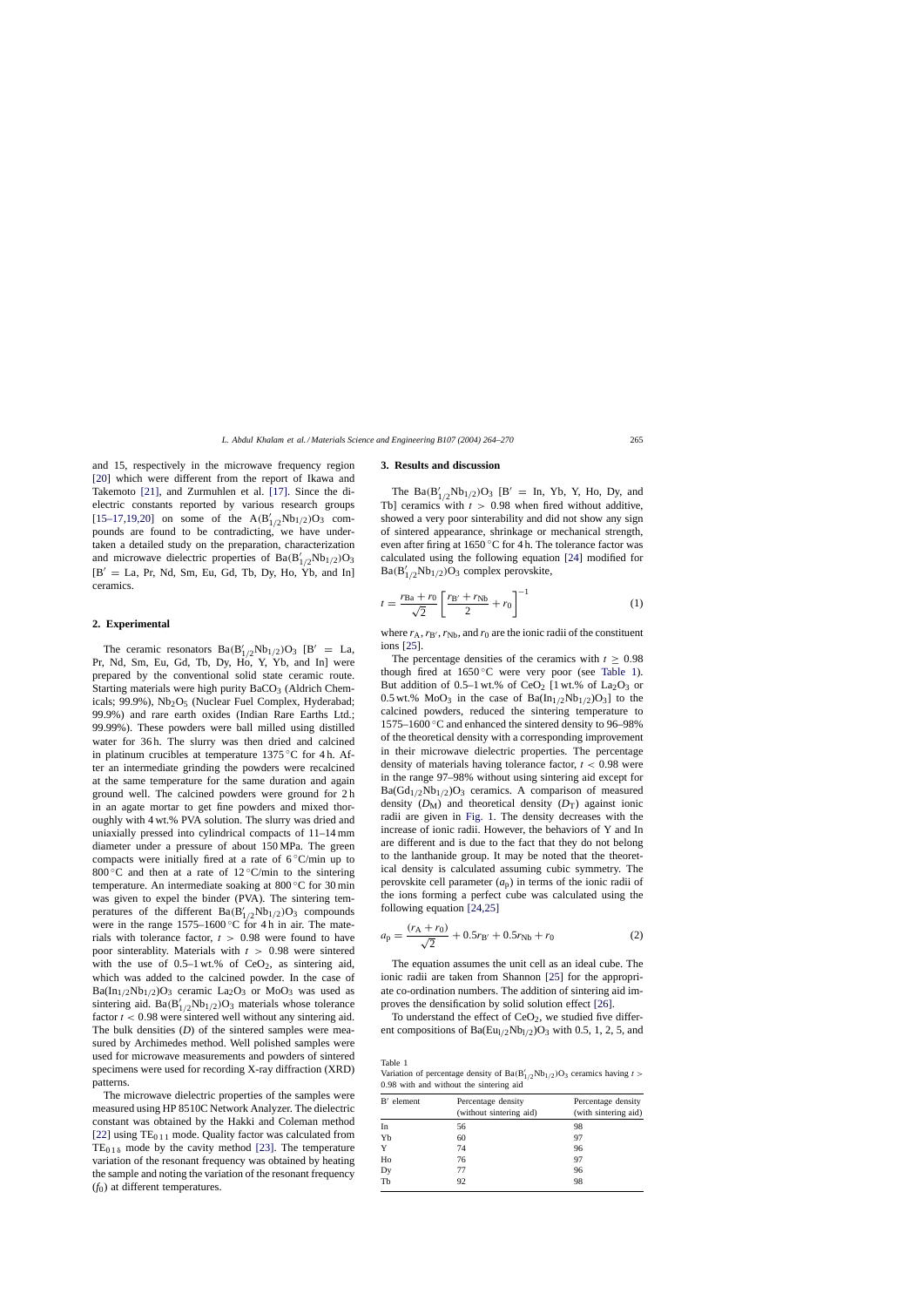and 15, respectively in the microwave frequency region [20] which were different from the report of Ikawa and Takemoto [21], and Zurmuhlen et al. [17]. Since the dielectric constants reported by various research groups [15–17,19,20] on some of the $A(B'_{1/2}Nb_{1/2})O_3$ compounds are found to be contradicting, we have undertaken a detailed study on the preparation, characterization and microwave dielectric properties of $Ba(B'_{1/2}Nb_{1/2})O_3$ [B′ = La, Pr, Nd, Sm, Eu, Gd, Tb, Dy, Ho, Yb, and In] ceramics.

## 2. Experimental

The ceramic resonators $Ba(B'_{1/2}Nb_{1/2})O_3$ [B′ = La, Pr, Nd, Sm, Eu, Gd, Tb, Dy, Ho, Y, Yb, and In] were prepared by the conventional solid state ceramic route. Starting materials were high purity $BaCO_3$ (Aldrich Chemicals; 99.9%), $Nb_2O_5$ (Nuclear Fuel Complex, Hyderabad; 99.9%) and rare earth oxides (Indian Rare Earths Ltd.; 99.99%). These powders were ball milled using distilled water for 36 h. The slurry was then dried and calcined in platinum crucibles at temperature 1375 °C for 4 h. After an intermediate grinding the powders were recalcined at the same temperature for the same duration and again ground well. The calcined powders were ground for 2 h in an agate mortar to get fine powders and mixed thoroughly with 4 wt.% PVA solution. The slurry was dried and uniaxially pressed into cylindrical compacts of 11–14 mm diameter under a pressure of about 150 MPa. The green compacts were initially fired at a rate of 6 °C/min up to 800 °C and then at a rate of 12 °C/min to the sintering temperature. An intermediate soaking at 800 °C for 30 min was given to expel the binder (PVA). The sintering temperatures of the different $Ba(B'_{1/2}Nb_{1/2})O_3$ compounds were in the range 1575–1600 °C for 4 h in air. The materials with tolerance factor, $t > 0.98$ were found to have poor sinterablity. Materials with $t > 0.98$ were sintered with the use of 0.5–1 wt.% of $CeO_2$, as sintering aid, which was added to the calcined powder. In the case of $Ba(In_{1/2}Nb_{1/2})O_3$ ceramic $La_2O_3$ or $MoO_3$ was used as sintering aid. $Ba(B'_{1/2}Nb_{1/2})O_3$ materials whose tolerance factor $t < 0.98$ were sintered well without any sintering aid. The bulk densities ($D$) of the sintered samples were measured by Archimedes method. Well polished samples were used for microwave measurements and powders of sintered specimens were used for recording X-ray diffraction (XRD) patterns.

The microwave dielectric properties of the samples were measured using HP 8510C Network Analyzer. The dielectric constant was obtained by the Hakki and Coleman method [22] using $TE_{011}$ mode. Quality factor was calculated from $TE_{01\delta}$ mode by the cavity method [23]. The temperature variation of the resonant frequency was obtained by heating the sample and noting the variation of the resonant frequency ($f_0$) at different temperatures.

## 3. Results and discussion

The $Ba(B'_{1/2}Nb_{1/2})O_3$ [B′ = In, Yb, Y, Ho, Dy, and Tb] ceramics with $t > 0.98$ when fired without additive, showed a very poor sinterability and did not show any sign of sintered appearance, shrinkage or mechanical strength, even after firing at 1650 °C for 4 h. The tolerance factor was calculated using the following equation [24] modified for $Ba(B'_{1/2}Nb_{1/2})O_3$ complex perovskite,

$$t = \frac{r_{Ba} + r_0}{\sqrt{2}}\left[\frac{r_{B'} + r_{Nb}}{2} + r_0\right]^{-1} \tag{1}$$

where $r_A$, $r_{B'}$, $r_{Nb}$, and $r_0$ are the ionic radii of the constituent ions [25].

The percentage densities of the ceramics with $t \geq 0.98$ though fired at 1650 °C were very poor (see Table 1). But addition of 0.5–1 wt.% of $CeO_2$ [1 wt.% of $La_2O_3$ or 0.5 wt.% $MoO_3$ in the case of $Ba(In_{1/2}Nb_{1/2})O_3$] to the calcined powders, reduced the sintering temperature to 1575–1600 °C and enhanced the sintered density to 96–98% of the theoretical density with a corresponding improvement in their microwave dielectric properties. The percentage density of materials having tolerance factor, $t < 0.98$ were in the range 97–98% without using sintering aid except for $Ba(Gd_{1/2}Nb_{1/2})O_3$ ceramics. A comparison of measured density ($D_M$) and theoretical density ($D_T$) against ionic radii are given in Fig. 1. The density decreases with the increase of ionic radii. However, the behaviors of Y and In are different and is due to the fact that they do not belong to the lanthanide group. It may be noted that the theoretical density is calculated assuming cubic symmetry. The perovskite cell parameter ($a_p$) in terms of the ionic radii of the ions forming a perfect cube was calculated using the following equation [24,25]

$$a_p = \frac{(r_A + r_0)}{\sqrt{2}} + 0.5r_{B'} + 0.5r_{Nb} + r_0 \tag{2}$$

The equation assumes the unit cell as an ideal cube. The ionic radii are taken from Shannon [25] for the appropriate co-ordination numbers. The addition of sintering aid improves the densification by solid solution effect [26].

To understand the effect of $CeO_2$, we studied five different compositions of $Ba(Eu_{1/2}Nb_{1/2})O_3$ with 0.5, 1, 2, 5, and

Table 1
Variation of percentage density of $Ba(B'_{1/2}Nb_{1/2})O_3$ ceramics having $t > 0.98$ with and without the sintering aid

| B′ element | Percentage density (without sintering aid) | Percentage density (with sintering aid) |
|---|---|---|
| In | 56 | 98 |
| Yb | 60 | 97 |
| Y | 74 | 96 |
| Ho | 76 | 97 |
| Dy | 77 | 96 |
| Tb | 92 | 98 |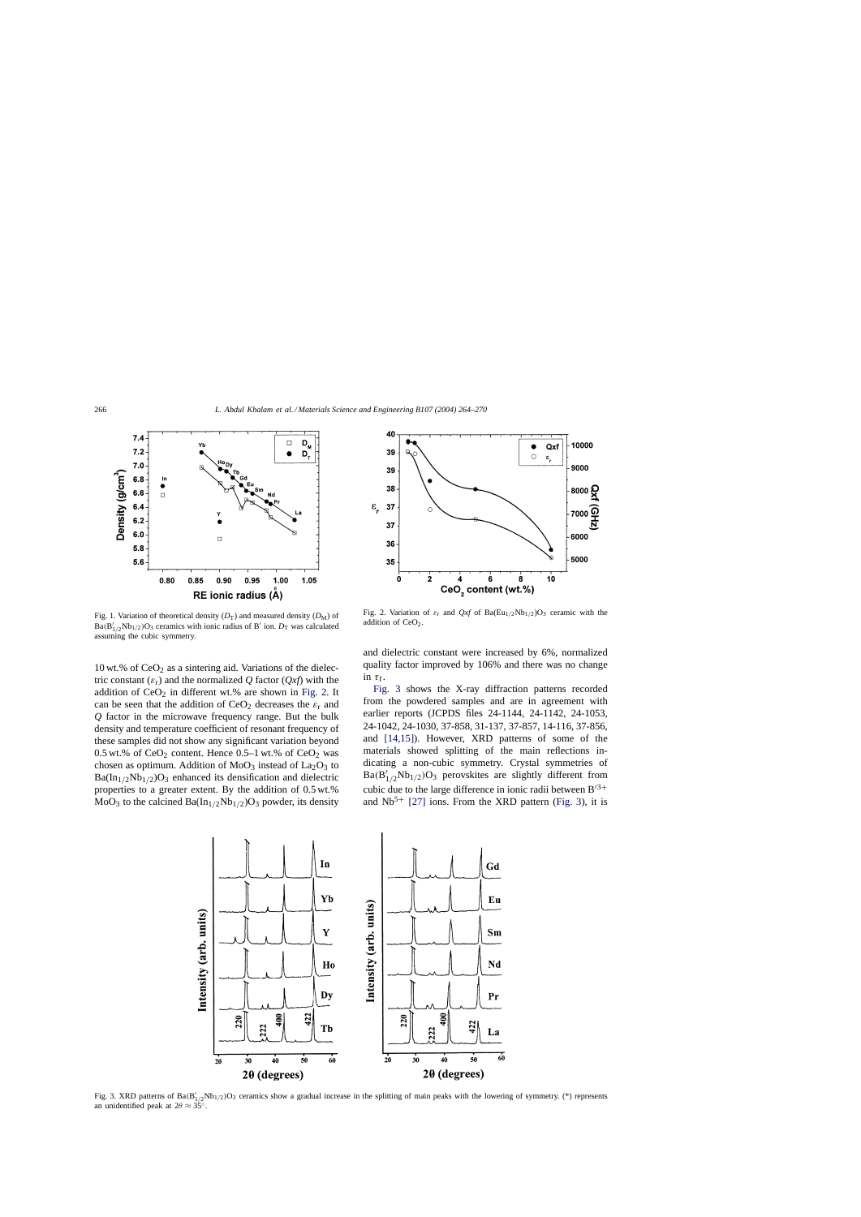Fig. 1. Variation of theoretical density ($D_T$) and measured density ($D_M$) of $Ba(B'_{1/2}Nb_{1/2})O_3$ ceramics with ionic radius of B′ ion. $D_T$ was calculated assuming the cubic symmetry.

Fig. 2. Variation of $\varepsilon_r$ and *Qxf* of $Ba(Eu_{1/2}Nb_{1/2})O_3$ ceramic with the addition of $CeO_2$.

10 wt.% of $CeO_2$ as a sintering aid. Variations of the dielectric constant ($\varepsilon_r$) and the normalized *Q* factor (*Qxf*) with the addition of $CeO_2$ in different wt.% are shown in Fig. 2. It can be seen that the addition of $CeO_2$ decreases the $\varepsilon_r$ and *Q* factor in the microwave frequency range. But the bulk density and temperature coefficient of resonant frequency of these samples did not show any significant variation beyond 0.5 wt.% of $CeO_2$ content. Hence 0.5–1 wt.% of $CeO_2$ was chosen as optimum. Addition of $MoO_3$ instead of $La_2O_3$ to $Ba(In_{1/2}Nb_{1/2})O_3$ enhanced its densification and dielectric properties to a greater extent. By the addition of 0.5 wt.% $MoO_3$ to the calcined $Ba(In_{1/2}Nb_{1/2})O_3$ powder, its density and dielectric constant were increased by 6%, normalized quality factor improved by 106% and there was no change in $\tau_f$.

Fig. 3 shows the X-ray diffraction patterns recorded from the powdered samples and are in agreement with earlier reports (JCPDS files 24-1144, 24-1142, 24-1053, 24-1042, 24-1030, 37-858, 31-137, 37-857, 14-116, 37-856, and [14,15]). However, XRD patterns of some of the materials showed splitting of the main reflections indicating a non-cubic symmetry. Crystal symmetries of $Ba(B'_{1/2}Nb_{1/2})O_3$ perovskites are slightly different from cubic due to the large difference in ionic radii between $B'^{3+}$ and $Nb^{5+}$ [27] ions. From the XRD pattern (Fig. 3), it is

Fig. 3. XRD patterns of $Ba(B'_{1/2}Nb_{1/2})O_3$ ceramics show a gradual increase in the splitting of main peaks with the lowering of symmetry. (*) represents an unidentified peak at $2\theta \approx 35^\circ$.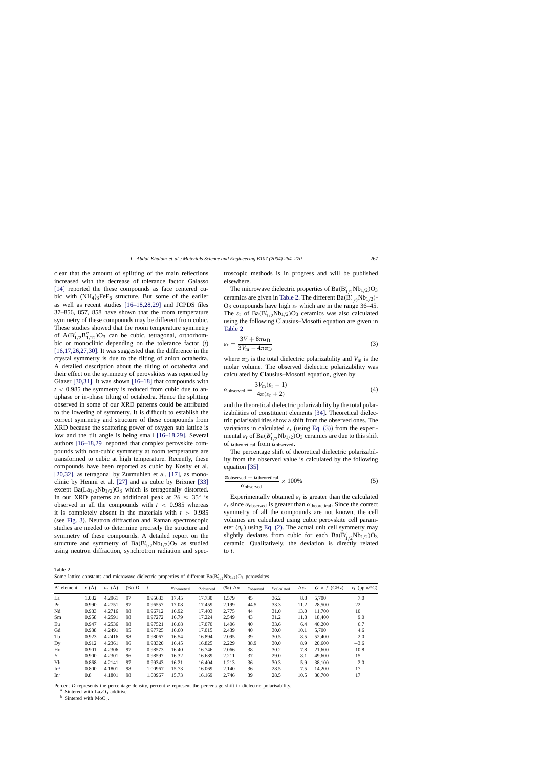clear that the amount of splitting of the main reflections increased with the decrease of tolerance factor. Galasso [14] reported the these compounds as face centered cubic with $(NH_4)_3FeF_6$ structure. But some of the earlier as well as recent studies [16–18,28,29] and JCPDS files 37–856, 857, 858 have shown that the room temperature symmetry of these compounds may be different from cubic. These studies showed that the room temperature symmetry of $A(B'_{1/2}B''_{1/12})O_3$ can be cubic, tetragonal, orthorhombic or monoclinic depending on the tolerance factor ($t$) [16,17,26,27,30]. It was suggested that the difference in the crystal symmetry is due to the tilting of anion octahedra. A detailed description about the tilting of octahedra and their effect on the symmetry of perovskites was reported by Glazer [30,31]. It was shown [16–18] that compounds with $t < 0.985$ the symmetry is reduced from cubic due to antiphase or in-phase tilting of octahedra. Hence the splitting observed in some of our XRD patterns could be attributed to the lowering of symmetry. It is difficult to establish the correct symmetry and structure of these compounds from XRD because the scattering power of oxygen sub lattice is low and the tilt angle is being small [16–18,29]. Several authors [16–18,29] reported that complex perovskite compounds with non-cubic symmetry at room temperature are transformed to cubic at high temperature. Recently, these compounds have been reported as cubic by Koshy et al. [20,32], as tetragonal by Zurmuhlen et al. [17], as monoclinic by Henmi et al. [27] and as cubic by Brixner [33] except $Ba(La_{1/2}Nb_{1/2})O_3$ which is tetragonally distorted. In our XRD patterns an additional peak at $2\theta \approx 35°$ is observed in all the compounds with $t < 0.985$ whereas it is completely absent in the materials with $t > 0.985$ (see Fig. 3). Neutron diffraction and Raman spectroscopic studies are needed to determine precisely the structure and symmetry of these compounds. A detailed report on the structure and symmetry of $Ba(B'_{1/2}Nb_{1/2})O_3$ as studied using neutron diffraction, synchrotron radiation and spectroscopic methods is in progress and will be published elsewhere.

The microwave dielectric properties of $Ba(B'_{1/2}Nb_{1/2})O_3$ ceramics are given in Table 2. The different $Ba(B'_{1/2}Nb_{1/2})O_3$ compounds have high $\varepsilon_r$ which are in the range 36–45. The $\varepsilon_r$ of $Ba(B'_{1/2}Nb_{1/2})O_3$ ceramics was also calculated using the following Clausius–Mosotti equation are given in Table 2

$$\varepsilon_r = \frac{3V + 8\pi\alpha_D}{3V_m - 4\pi\alpha_D} \tag{3}$$

where $\alpha_D$ is the total dielectric polarizability and $V_m$ is the molar volume. The observed dielectric polarizability was calculated by Clausius–Mosotti equation, given by

$$\alpha_{observed} = \frac{3V_m(\varepsilon_r - 1)}{4\pi(\varepsilon_r + 2)} \tag{4}$$

and the theoretical dielectric polarizability by the total polarizabilities of constituent elements [34]. Theoretical dielectric polarisabilities show a shift from the observed ones. The variations in calculated $\varepsilon_r$ (using Eq. (3)) from the experimental $\varepsilon_r$ of $Ba(B'_{1/2}Nb_{1/2})O_3$ ceramics are due to this shift of $\alpha_{theoretical}$ from $\alpha_{observed}$.

The percentage shift of theoretical dielectric polarizability from the observed value is calculated by the following equation [35]

$$\frac{\alpha_{observed} - \alpha_{theoretical}}{\alpha_{observed}} \times 100\% \tag{5}$$

Experimentally obtained $\varepsilon_r$ is greater than the calculated $\varepsilon_r$ since $\alpha_{observed}$ is greater than $\alpha_{theoretical}$. Since the correct symmetry of all the compounds are not known, the cell volumes are calculated using cubic perovskite cell parameter ($a_p$) using Eq. (2). The actual unit cell symmetry may slightly deviates from cubic for each $Ba(B'_{1/2}Nb_{1/2})O_3$ ceramic. Qualitatively, the deviation is directly related to $t$.

Table 2
Some lattice constants and microwave dielectric properties of different $Ba(B'_{1/2}Nb_{1/2})O_3$ perovskites

| B′ element | $r$ (Å) | $a_p$ (Å) | (%) $D$ | $t$ | $\alpha_{theoretical}$ | $\alpha_{observed}$ | (%) $\Delta\alpha$ | $\varepsilon_{observed}$ | $\varepsilon_{calculated}$ | $\Delta\varepsilon_r$ | $Q \times f$ (GHz) | $\tau_f$ (ppm/°C) |
|---|---|---|---|---|---|---|---|---|---|---|---|---|
| La | 1.032 | 4.2961 | 97 | 0.95633 | 17.45 | 17.730 | 1.579 | 45 | 36.2 | 8.8 | 5,700 | 7.0 |
| Pr | 0.990 | 4.2751 | 97 | 0.96557 | 17.08 | 17.459 | 2.199 | 44.5 | 33.3 | 11.2 | 28,500 | −22 |
| Nd | 0.983 | 4.2716 | 98 | 0.96712 | 16.92 | 17.403 | 2.775 | 44 | 31.0 | 13.0 | 11,700 | 10 |
| Sm | 0.958 | 4.2591 | 98 | 0.97272 | 16.79 | 17.224 | 2.549 | 43 | 31.2 | 11.8 | 18,400 | 9.0 |
| Eu | 0.947 | 4.2536 | 98 | 0.97521 | 16.68 | 17.070 | 1.406 | 40 | 33.6 | 6.4 | 40,200 | 6.7 |
| Gd | 0.938 | 4.2491 | 95 | 0.97725 | 16.60 | 17.015 | 2.439 | 40 | 30.0 | 10.1 | 5,700 | 4.6 |
| Tb | 0.923 | 4.2416 | 98 | 0.98067 | 16.54 | 16.894 | 2.095 | 39 | 30.5 | 8.5 | 52,400 | −2.0 |
| Dy | 0.912 | 4.2361 | 96 | 0.98320 | 16.45 | 16.825 | 2.229 | 38.9 | 30.0 | 8.9 | 20,600 | −3.6 |
| Ho | 0.901 | 4.2306 | 97 | 0.98573 | 16.40 | 16.746 | 2.066 | 38 | 30.2 | 7.8 | 21,600 | −10.8 |
| Y | 0.900 | 4.2301 | 96 | 0.98597 | 16.32 | 16.689 | 2.211 | 37 | 29.0 | 8.1 | 49,600 | 15 |
| Yb | 0.868 | 4.2141 | 97 | 0.99343 | 16.21 | 16.404 | 1.213 | 36 | 30.3 | 5.9 | 38,100 | 2.0 |
| In[a] | 0.800 | 4.1801 | 98 | 1.00967 | 15.73 | 16.069 | 2.140 | 36 | 28.5 | 7.5 | 14,200 | 17 |
| In[b] | 0.8 | 4.1801 | 98 | 1.00967 | 15.73 | 16.169 | 2.746 | 39 | 28.5 | 10.5 | 30,700 | 17 |

Percent $D$ represents the percentage density, percent $\alpha$ represent the percentage shift in dielectric polarisability.

[a] Sintered with $La_2O_3$ additive.

[b] Sintered with $MoO_3$.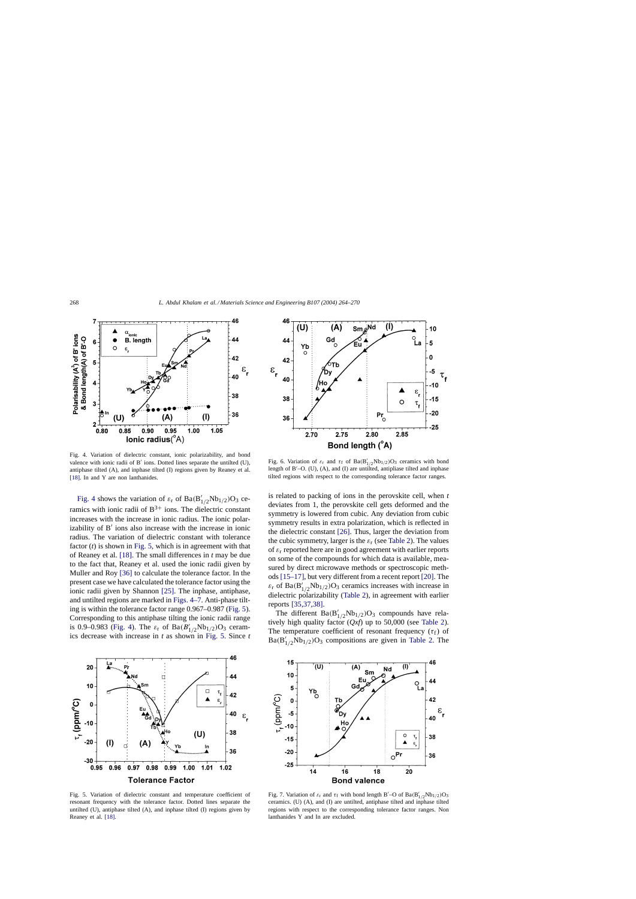Fig. 4. Variation of dielectric constant, ionic polarizability, and bond valence with ionic radii of B′ ions. Dotted lines separate the untilted (U), antiphase tilted (A), and inphase tilted (I) regions given by Reaney et al. [18]. In and Y are non lanthanides.

Fig. 4 shows the variation of $\varepsilon_r$ of $Ba(B'_{1/2}Nb_{1/2})O_3$ ceramics with ionic radii of $B^{3+}$ ions. The dielectric constant increases with the increase in ionic radius. The ionic polarizability of B′ ions also increase with the increase in ionic radius. The variation of dielectric constant with tolerance factor ($t$) is shown in Fig. 5, which is in agreement with that of Reaney et al. [18]. The small differences in $t$ may be due to the fact that, Reaney et al. used the ionic radii given by Muller and Roy [36] to calculate the tolerance factor. In the present case we have calculated the tolerance factor using the ionic radii given by Shannon [25]. The inphase, antiphase, and untilted regions are marked in Figs. 4–7. Anti-phase tilting is within the tolerance factor range 0.967–0.987 (Fig. 5). Corresponding to this antiphase tilting the ionic radii range is 0.9–0.983 (Fig. 4). The $\varepsilon_r$ of $Ba(B'_{1/2}Nb_{1/2})O_3$ ceramics decrease with increase in $t$ as shown in Fig. 5. Since $t$ is related to packing of ions in the perovskite cell, when $t$ deviates from 1, the perovskite cell gets deformed and the symmetry is lowered from cubic. Any deviation from cubic symmetry results in extra polarization, which is reflected in the dielectric constant [26]. Thus, larger the deviation from the cubic symmetry, larger is the $\varepsilon_r$ (see Table 2). The values of $\varepsilon_r$ reported here are in good agreement with earlier reports on some of the compounds for which data is available, measured by direct microwave methods or spectroscopic methods [15–17], but very different from a recent report [20]. The $\varepsilon_r$ of $Ba(B'_{1/2}Nb_{1/2})O_3$ ceramics increases with increase in dielectric polarizability (Table 2), in agreement with earlier reports [35,37,38].

The different $Ba(B'_{1/2}Nb_{1/2})O_3$ compounds have relatively high quality factor ($Qxf$) up to 50,000 (see Table 2). The temperature coefficient of resonant frequency ($\tau_f$) of $Ba(B'_{1/2}Nb_{1/2})O_3$ compositions are given in Table 2. The

Fig. 5. Variation of dielectric constant and temperature coefficient of resonant frequency with the tolerance factor. Dotted lines separate the untilted (U), antiphase tilted (A), and inphase tilted (I) regions given by Reaney et al. [18].

Fig. 6. Variation of $\varepsilon_r$ and $\tau_f$ of $Ba(B'_{1/2}Nb_{1/2})O_3$ ceramics with bond length of B′–O. (U), (A), and (I) are untilted, antiplase tilted and inphase tilted regions with respect to the corresponding tolerance factor ranges.

Fig. 7. Variation of $\varepsilon_r$ and $\tau_f$ with bond length B′–O of $Ba(B'_{1/2}Nb_{1/2})O_3$ ceramics. (U) (A), and (I) are untilted, antiphase tilted and inphase tilted regions with respect to the corresponding tolerance factor ranges. Non lanthanides Y and In are excluded.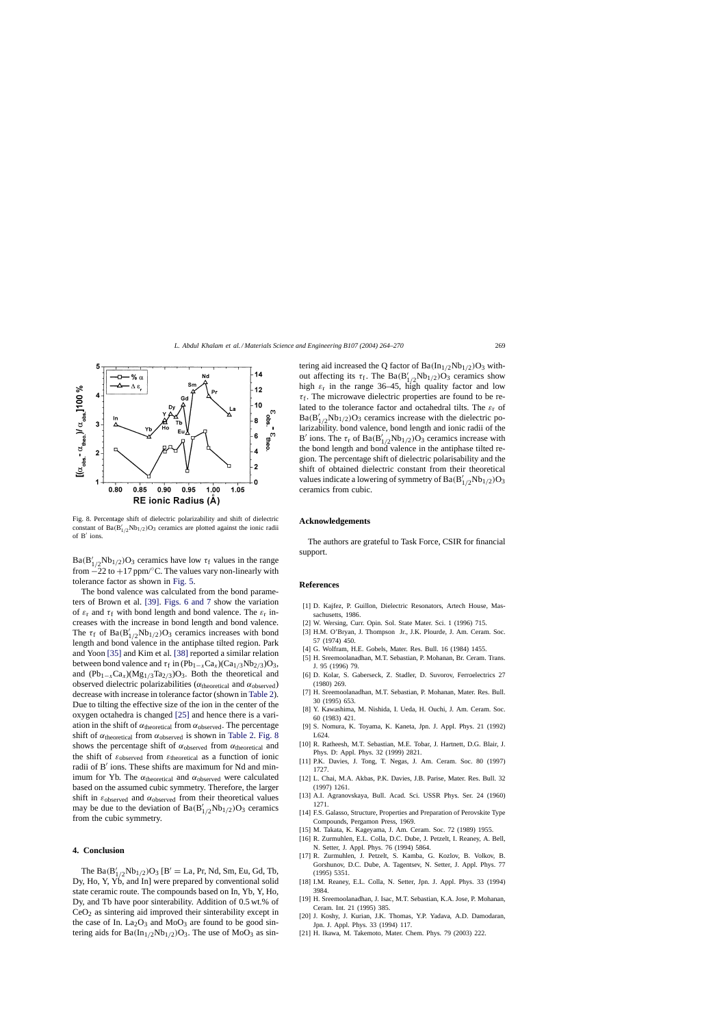Fig. 8. Percentage shift of dielectric polarizability and shift of dielectric constant of $Ba(B'_{1/2}Nb_{1/2})O_3$ ceramics are plotted against the ionic radii of B′ ions.

$Ba(B'_{1/2}Nb_{1/2})O_3$ ceramics have low $\tau_f$ values in the range from −22 to +17 ppm/°C. The values vary non-linearly with tolerance factor as shown in Fig. 5.

The bond valence was calculated from the bond parameters of Brown et al. [39]. Figs. 6 and 7 show the variation of $\varepsilon_r$ and $\tau_f$ with bond length and bond valence. The $\varepsilon_r$ increases with the increase in bond length and bond valence. The $\tau_f$ of $Ba(B'_{1/2}Nb_{1/2})O_3$ ceramics increases with bond length and bond valence in the antiphase tilted region. Park and Yoon [35] and Kim et al. [38] reported a similar relation between bond valence and $\tau_f$ in $(Pb_{1-x}Ca_x)(Ca_{1/3}Nb_{2/3})O_3$, and $(Pb_{1-x}Ca_x)(Mg_{1/3}Ta_{2/3})O_3$. Both the theoretical and observed dielectric polarizabilities ($\alpha_{theoretical}$ and $\alpha_{observed}$) decrease with increase in tolerance factor (shown in Table 2). Due to tilting the effective size of the ion in the center of the oxygen octahedra is changed [25] and hence there is a variation in the shift of $\alpha_{theoretical}$ from $\alpha_{observed}$. The percentage shift of $\alpha_{theoretical}$ from $\alpha_{observed}$ is shown in Table 2. Fig. 8 shows the percentage shift of $\alpha_{observed}$ from $\alpha_{theoretical}$ and the shift of $\varepsilon_{observed}$ from $\varepsilon_{theoretical}$ as a function of ionic radii of B′ ions. These shifts are maximum for Nd and minimum for Yb. The $\alpha_{theoretical}$ and $\alpha_{observed}$ were calculated based on the assumed cubic symmetry. Therefore, the larger shift in $\varepsilon_{observed}$ and $\alpha_{observed}$ from their theoretical values may be due to the deviation of $Ba(B'_{1/2}Nb_{1/2})O_3$ ceramics from the cubic symmetry.

## 4. Conclusion

The $Ba(B'_{1/2}Nb_{1/2})O_3$ [B′ = La, Pr, Nd, Sm, Eu, Gd, Tb, Dy, Ho, Y, Yb, and In] were prepared by conventional solid state ceramic route. The compounds based on In, Yb, Y, Ho, Dy, and Tb have poor sinterability. Addition of 0.5 wt.% of $CeO_2$ as sintering aid improved their sinterability except in the case of In. $La_2O_3$ and $MoO_3$ are found to be good sintering aids for $Ba(In_{1/2}Nb_{1/2})O_3$. The use of $MoO_3$ as sintering aid increased the Q factor of $Ba(In_{1/2}Nb_{1/2})O_3$ without affecting its $\tau_f$. The $Ba(B'_{1/2}Nb_{1/2})O_3$ ceramics show high $\varepsilon_r$ in the range 36–45, high quality factor and low $\tau_f$. The microwave dielectric properties are found to be related to the tolerance factor and octahedral tilts. The $\varepsilon_r$ of $Ba(B'_{1/2}Nb_{1/2})O_3$ ceramics increase with the dielectric polarizability. bond valence, bond length and ionic radii of the B′ ions. The $\tau_f$ of $Ba(B'_{1/2}Nb_{1/2})O_3$ ceramics increase with the bond length and bond valence in the antiphase tilted region. The percentage shift of dielectric polarisability and the shift of obtained dielectric constant from their theoretical values indicate a lowering of symmetry of $Ba(B'_{1/2}Nb_{1/2})O_3$ ceramics from cubic.

## Acknowledgements

The authors are grateful to Task Force, CSIR for financial support.

## References

[1] D. Kajfez, P. Guillon, Dielectric Resonators, Artech House, Massachusetts, 1986.
[2] W. Wersing, Curr. Opin. Sol. State Mater. Sci. 1 (1996) 715.
[3] H.M. O'Bryan, J. Thompson Jr., J.K. Plourde, J. Am. Ceram. Soc. 57 (1974) 450.
[4] G. Wolfram, H.E. Gobels, Mater. Res. Bull. 16 (1984) 1455.
[5] H. Sreemoolanadhan, M.T. Sebastian, P. Mohanan, Br. Ceram. Trans. J. 95 (1996) 79.
[6] D. Kolar, S. Gaberseck, Z. Stadler, D. Suvorov, Ferroelectrics 27 (1980) 269.
[7] H. Sreemoolanadhan, M.T. Sebastian, P. Mohanan, Mater. Res. Bull. 30 (1995) 653.
[8] Y. Kawashima, M. Nishida, I. Ueda, H. Ouchi, J. Am. Ceram. Soc. 60 (1983) 421.
[9] S. Nomura, K. Toyama, K. Kaneta, Jpn. J. Appl. Phys. 21 (1992) L624.
[10] R. Ratheesh, M.T. Sebastian, M.E. Tobar, J. Hartnett, D.G. Blair, J. Phys. D: Appl. Phys. 32 (1999) 2821.
[11] P.K. Davies, J. Tong, T. Negas, J. Am. Ceram. Soc. 80 (1997) 1727.
[12] L. Chai, M.A. Akbas, P.K. Davies, J.B. Parise, Mater. Res. Bull. 32 (1997) 1261.
[13] A.I. Agranovskaya, Bull. Acad. Sci. USSR Phys. Ser. 24 (1960) 1271.
[14] F.S. Galasso, Structure, Properties and Preparation of Perovskite Type Compounds, Pergamon Press, 1969.
[15] M. Takata, K. Kageyama, J. Am. Ceram. Soc. 72 (1989) 1955.
[16] R. Zurmuhlen, E.L. Colla, D.C. Dube, J. Petzelt, I. Reaney, A. Bell, N. Setter, J. Appl. Phys. 76 (1994) 5864.
[17] R. Zurmuhlen, J. Petzelt, S. Kamba, G. Kozlov, B. Volkov, B. Gorshunov, D.C. Dube, A. Tagentsev, N. Setter, J. Appl. Phys. 77 (1995) 5351.
[18] I.M. Reaney, E.L. Colla, N. Setter, Jpn. J. Appl. Phys. 33 (1994) 3984.
[19] H. Sreemoolanadhan, J. Isac, M.T. Sebastian, K.A. Jose, P. Mohanan, Ceram. Int. 21 (1995) 385.
[20] J. Koshy, J. Kurian, J.K. Thomas, Y.P. Yadava, A.D. Damodaran, Jpn. J. Appl. Phys. 33 (1994) 117.
[21] H. Ikawa, M. Takemoto, Mater. Chem. Phys. 79 (2003) 222.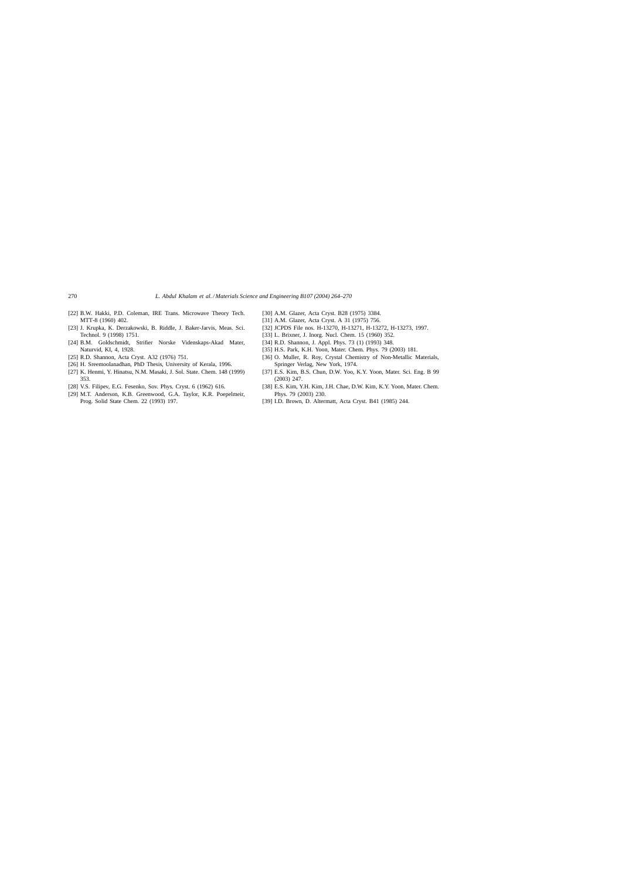[22] B.W. Hakki, P.D. Coleman, IRE Trans. Microwave Theory Tech. MTT-8 (1960) 402.

[23] J. Krupka, K. Derzakowski, B. Riddle, J. Baker-Jarvis, Meas. Sci. Technol. 9 (1998) 1751.

[24] B.M. Goldschmidt, Strifier Norske Videnskaps-Akad Mater, Naturvid, KI, 4, 1928.

[25] R.D. Shannon, Acta Cryst. A32 (1976) 751.

[26] H. Sreemoolanadhan, PhD Thesis, University of Kerala, 1996.

[27] K. Henmi, Y. Hinatsu, N.M. Masaki, J. Sol. State. Chem. 148 (1999) 353.

[28] V.S. Filipev, E.G. Fesenko, Sov. Phys. Cryst. 6 (1962) 616.

[29] M.T. Anderson, K.B. Greenwood, G.A. Taylor, K.R. Poepelmeir, Prog. Solid State Chem. 22 (1993) 197.

[30] A.M. Glazer, Acta Cryst. B28 (1975) 3384.

[31] A.M. Glazer, Acta Cryst. A 31 (1975) 756.

[32] JCPDS File nos. H-13270, H-13271, H-13272, H-13273, 1997.

[33] L. Brixner, J. Inorg. Nucl. Chem. 15 (1960) 352.

[34] R.D. Shannon, J. Appl. Phys. 73 (1) (1993) 348.

[35] H.S. Park, K.H. Yoon, Mater. Chem. Phys. 79 (2003) 181.

[36] O. Muller, R. Roy, Crystal Chemistry of Non-Metallic Materials, Springer Verlag, New York, 1974.

[37] E.S. Kim, B.S. Chun, D.W. Yoo, K.Y. Yoon, Mater. Sci. Eng. B 99 (2003) 247.

[38] E.S. Kim, Y.H. Kim, J.H. Chae, D.W. Kim, K.Y. Yoon, Mater. Chem. Phys. 79 (2003) 230.

[39] I.D. Brown, D. Altermatt, Acta Cryst. B41 (1985) 244.